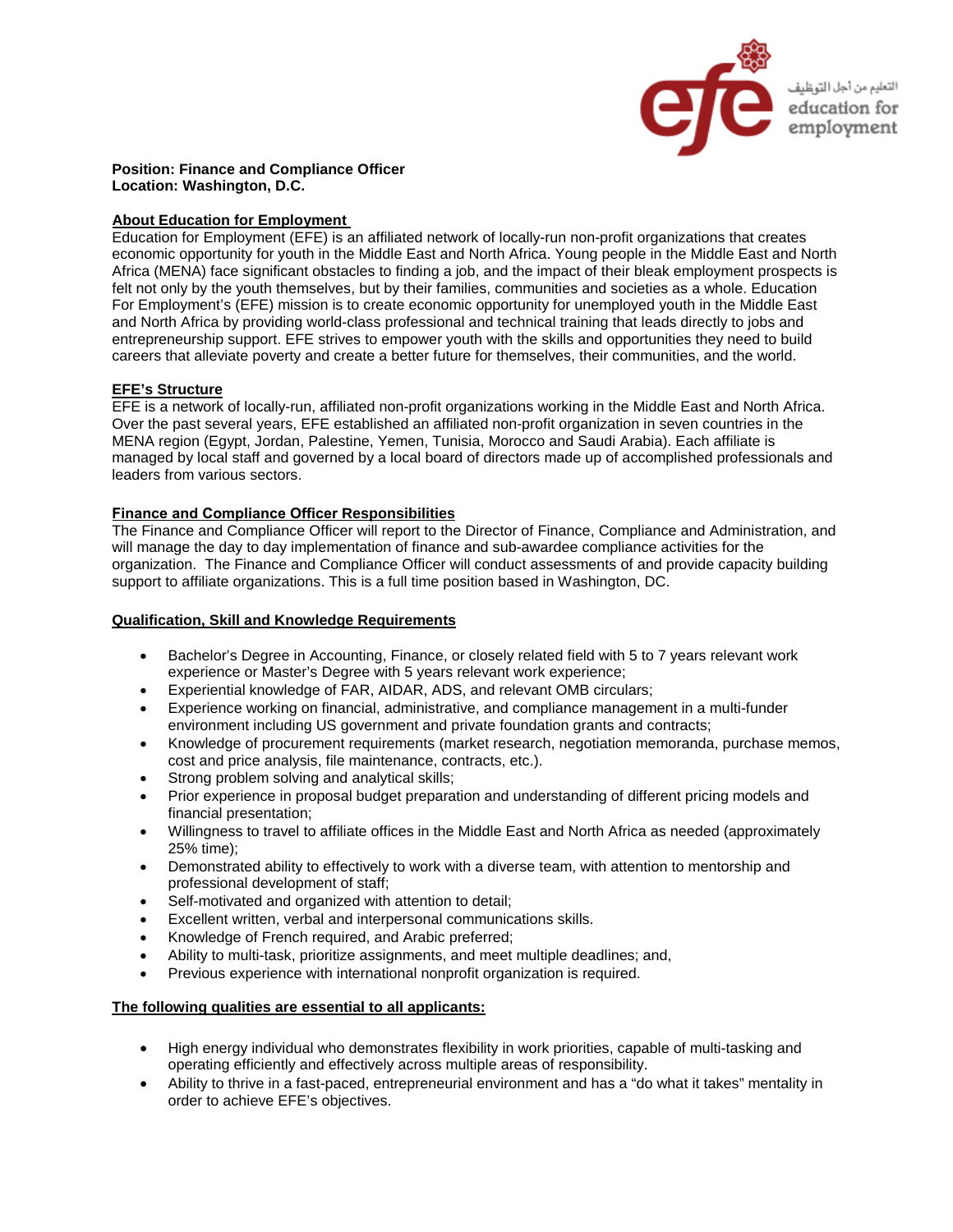التعليم من أجل التوظيف
education for employment

**Position: Finance and Compliance Officer**
**Location: Washington, D.C.**

## About Education for Employment

Education for Employment (EFE) is an affiliated network of locally-run non-profit organizations that creates economic opportunity for youth in the Middle East and North Africa. Young people in the Middle East and North Africa (MENA) face significant obstacles to finding a job, and the impact of their bleak employment prospects is felt not only by the youth themselves, but by their families, communities and societies as a whole. Education For Employment's (EFE) mission is to create economic opportunity for unemployed youth in the Middle East and North Africa by providing world-class professional and technical training that leads directly to jobs and entrepreneurship support. EFE strives to empower youth with the skills and opportunities they need to build careers that alleviate poverty and create a better future for themselves, their communities, and the world.

## EFE's Structure

EFE is a network of locally-run, affiliated non-profit organizations working in the Middle East and North Africa. Over the past several years, EFE established an affiliated non-profit organization in seven countries in the MENA region (Egypt, Jordan, Palestine, Yemen, Tunisia, Morocco and Saudi Arabia). Each affiliate is managed by local staff and governed by a local board of directors made up of accomplished professionals and leaders from various sectors.

## Finance and Compliance Officer Responsibilities

The Finance and Compliance Officer will report to the Director of Finance, Compliance and Administration, and will manage the day to day implementation of finance and sub-awardee compliance activities for the organization. The Finance and Compliance Officer will conduct assessments of and provide capacity building support to affiliate organizations. This is a full time position based in Washington, DC.

## Qualification, Skill and Knowledge Requirements

- Bachelor's Degree in Accounting, Finance, or closely related field with 5 to 7 years relevant work experience or Master's Degree with 5 years relevant work experience;
- Experiential knowledge of FAR, AIDAR, ADS, and relevant OMB circulars;
- Experience working on financial, administrative, and compliance management in a multi-funder environment including US government and private foundation grants and contracts;
- Knowledge of procurement requirements (market research, negotiation memoranda, purchase memos, cost and price analysis, file maintenance, contracts, etc.).
- Strong problem solving and analytical skills;
- Prior experience in proposal budget preparation and understanding of different pricing models and financial presentation;
- Willingness to travel to affiliate offices in the Middle East and North Africa as needed (approximately 25% time);
- Demonstrated ability to effectively to work with a diverse team, with attention to mentorship and professional development of staff;
- Self-motivated and organized with attention to detail;
- Excellent written, verbal and interpersonal communications skills.
- Knowledge of French required, and Arabic preferred;
- Ability to multi-task, prioritize assignments, and meet multiple deadlines; and,
- Previous experience with international nonprofit organization is required.

## The following qualities are essential to all applicants:

- High energy individual who demonstrates flexibility in work priorities, capable of multi-tasking and operating efficiently and effectively across multiple areas of responsibility.
- Ability to thrive in a fast-paced, entrepreneurial environment and has a "do what it takes" mentality in order to achieve EFE's objectives.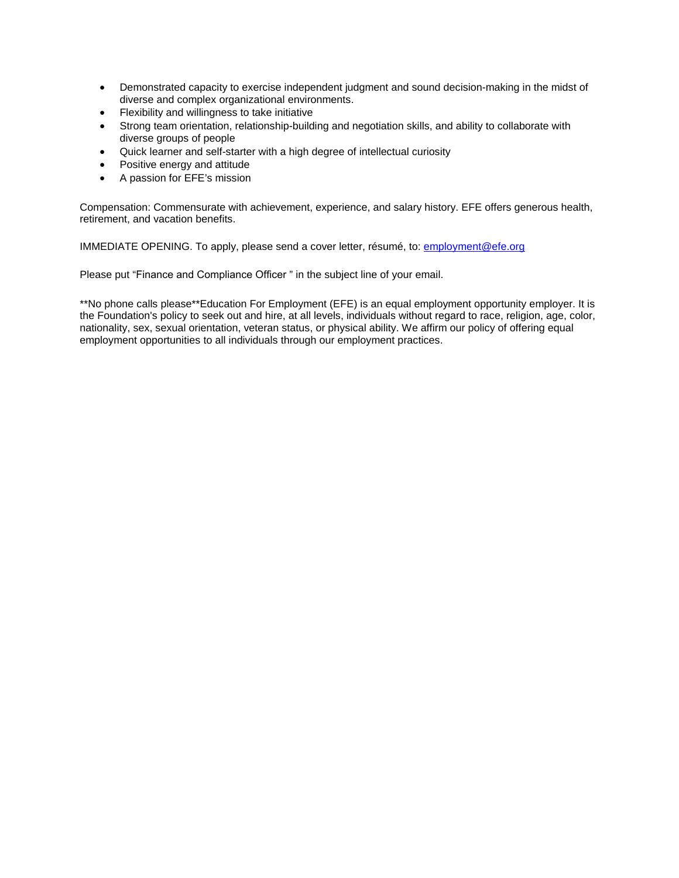- Demonstrated capacity to exercise independent judgment and sound decision-making in the midst of diverse and complex organizational environments.
- Flexibility and willingness to take initiative
- Strong team orientation, relationship-building and negotiation skills, and ability to collaborate with diverse groups of people
- Quick learner and self-starter with a high degree of intellectual curiosity
- Positive energy and attitude
- A passion for EFE's mission

Compensation: Commensurate with achievement, experience, and salary history. EFE offers generous health, retirement, and vacation benefits.

IMMEDIATE OPENING. To apply, please send a cover letter, résumé, to: employment@efe.org

Please put "Finance and Compliance Officer " in the subject line of your email.

**No phone calls please**Education For Employment (EFE) is an equal employment opportunity employer. It is the Foundation's policy to seek out and hire, at all levels, individuals without regard to race, religion, age, color, nationality, sex, sexual orientation, veteran status, or physical ability. We affirm our policy of offering equal employment opportunities to all individuals through our employment practices.